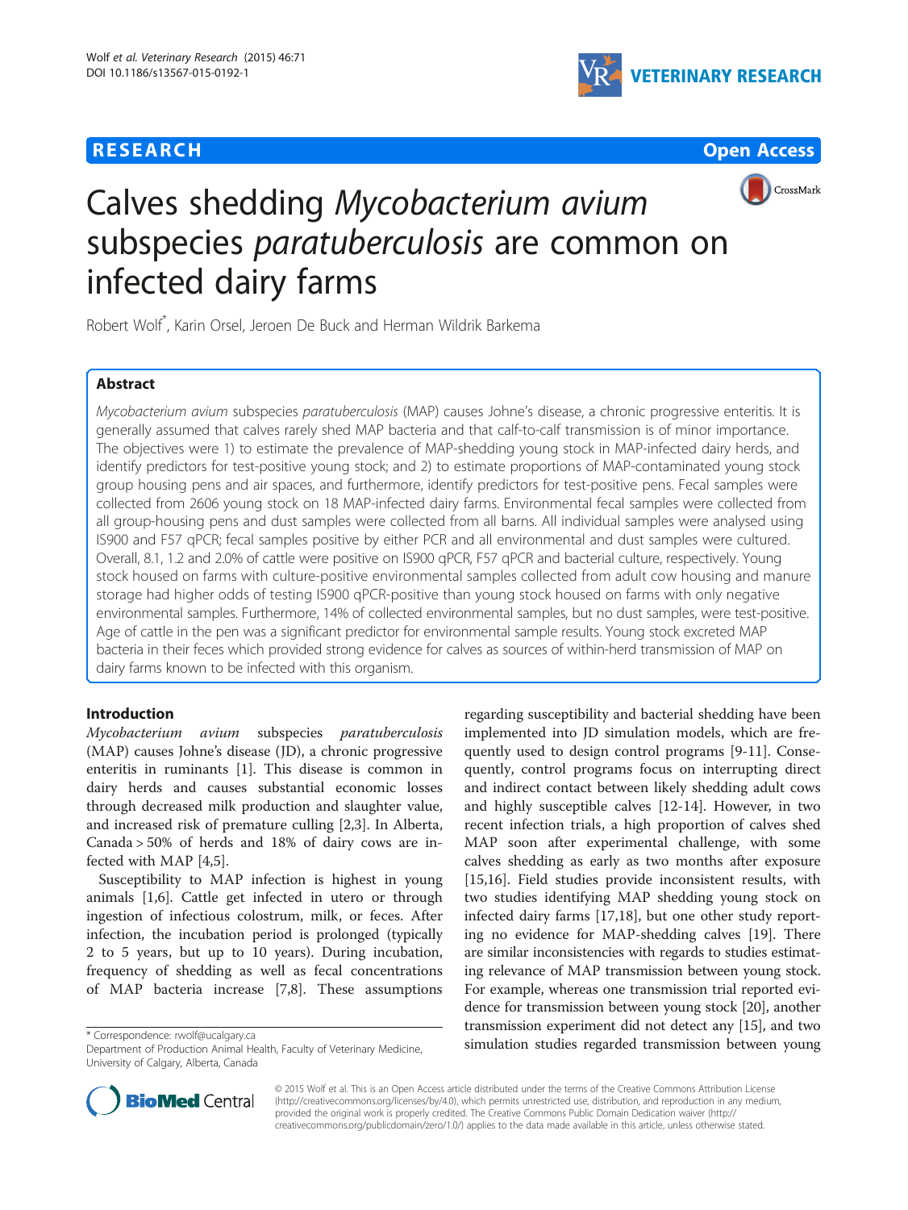**RESEARCH** **Open Access**

# Calves shedding *Mycobacterium avium* subspecies *paratuberculosis* are common on infected dairy farms

Robert Wolf*, Karin Orsel, Jeroen De Buck and Herman Wildrik Barkema

## Abstract

*Mycobacterium avium* subspecies *paratuberculosis* (MAP) causes Johne's disease, a chronic progressive enteritis. It is generally assumed that calves rarely shed MAP bacteria and that calf-to-calf transmission is of minor importance. The objectives were 1) to estimate the prevalence of MAP-shedding young stock in MAP-infected dairy herds, and identify predictors for test-positive young stock; and 2) to estimate proportions of MAP-contaminated young stock group housing pens and air spaces, and furthermore, identify predictors for test-positive pens. Fecal samples were collected from 2606 young stock on 18 MAP-infected dairy farms. Environmental fecal samples were collected from all group-housing pens and dust samples were collected from all barns. All individual samples were analysed using IS900 and F57 qPCR; fecal samples positive by either PCR and all environmental and dust samples were cultured. Overall, 8.1, 1.2 and 2.0% of cattle were positive on IS900 qPCR, F57 qPCR and bacterial culture, respectively. Young stock housed on farms with culture-positive environmental samples collected from adult cow housing and manure storage had higher odds of testing IS900 qPCR-positive than young stock housed on farms with only negative environmental samples. Furthermore, 14% of collected environmental samples, but no dust samples, were test-positive. Age of cattle in the pen was a significant predictor for environmental sample results. Young stock excreted MAP bacteria in their feces which provided strong evidence for calves as sources of within-herd transmission of MAP on dairy farms known to be infected with this organism.

## Introduction

*Mycobacterium avium* subspecies *paratuberculosis* (MAP) causes Johne's disease (JD), a chronic progressive enteritis in ruminants [1]. This disease is common in dairy herds and causes substantial economic losses through decreased milk production and slaughter value, and increased risk of premature culling [2,3]. In Alberta, Canada > 50% of herds and 18% of dairy cows are infected with MAP [4,5].

Susceptibility to MAP infection is highest in young animals [1,6]. Cattle get infected in utero or through ingestion of infectious colostrum, milk, or feces. After infection, the incubation period is prolonged (typically 2 to 5 years, but up to 10 years). During incubation, frequency of shedding as well as fecal concentrations of MAP bacteria increase [7,8]. These assumptions regarding susceptibility and bacterial shedding have been implemented into JD simulation models, which are frequently used to design control programs [9-11]. Consequently, control programs focus on interrupting direct and indirect contact between likely shedding adult cows and highly susceptible calves [12-14]. However, in two recent infection trials, a high proportion of calves shed MAP soon after experimental challenge, with some calves shedding as early as two months after exposure [15,16]. Field studies provide inconsistent results, with two studies identifying MAP shedding young stock on infected dairy farms [17,18], but one other study reporting no evidence for MAP-shedding calves [19]. There are similar inconsistencies with regards to studies estimating relevance of MAP transmission between young stock. For example, whereas one transmission trial reported evidence for transmission between young stock [20], another transmission experiment did not detect any [15], and two simulation studies regarded transmission between young

\* Correspondence: rwolf@ucalgary.ca
Department of Production Animal Health, Faculty of Veterinary Medicine, University of Calgary, Alberta, Canada

© 2015 Wolf et al. This is an Open Access article distributed under the terms of the Creative Commons Attribution License (http://creativecommons.org/licenses/by/4.0), which permits unrestricted use, distribution, and reproduction in any medium, provided the original work is properly credited. The Creative Commons Public Domain Dedication waiver (http://creativecommons.org/publicdomain/zero/1.0/) applies to the data made available in this article, unless otherwise stated.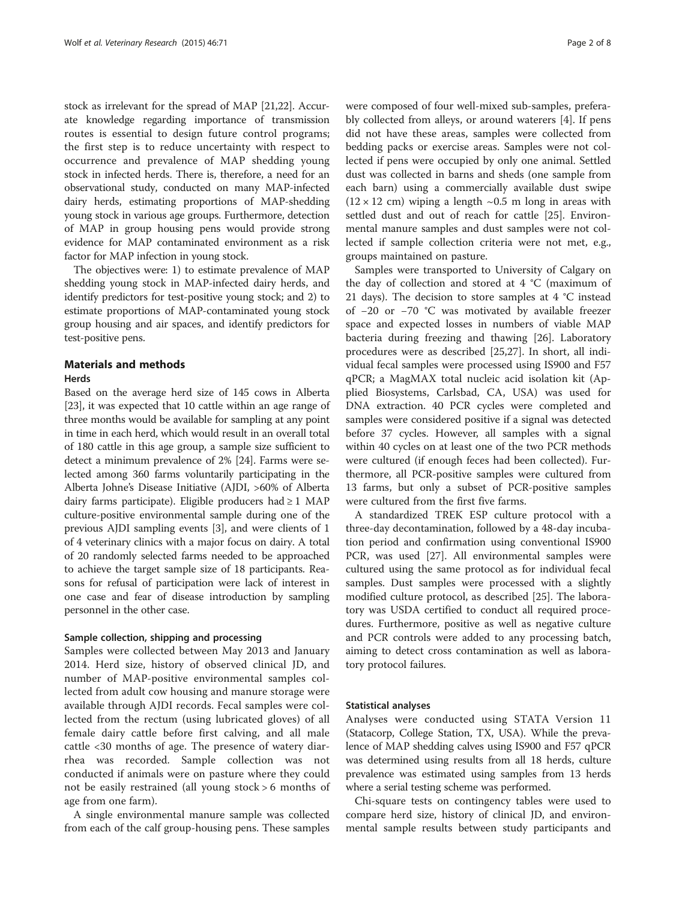stock as irrelevant for the spread of MAP [21,22]. Accurate knowledge regarding importance of transmission routes is essential to design future control programs; the first step is to reduce uncertainty with respect to occurrence and prevalence of MAP shedding young stock in infected herds. There is, therefore, a need for an observational study, conducted on many MAP-infected dairy herds, estimating proportions of MAP-shedding young stock in various age groups. Furthermore, detection of MAP in group housing pens would provide strong evidence for MAP contaminated environment as a risk factor for MAP infection in young stock.

The objectives were: 1) to estimate prevalence of MAP shedding young stock in MAP-infected dairy herds, and identify predictors for test-positive young stock; and 2) to estimate proportions of MAP-contaminated young stock group housing and air spaces, and identify predictors for test-positive pens.

## Materials and methods

### Herds

Based on the average herd size of 145 cows in Alberta [23], it was expected that 10 cattle within an age range of three months would be available for sampling at any point in time in each herd, which would result in an overall total of 180 cattle in this age group, a sample size sufficient to detect a minimum prevalence of 2% [24]. Farms were selected among 360 farms voluntarily participating in the Alberta Johne's Disease Initiative (AJDI, >60% of Alberta dairy farms participate). Eligible producers had ≥ 1 MAP culture-positive environmental sample during one of the previous AJDI sampling events [3], and were clients of 1 of 4 veterinary clinics with a major focus on dairy. A total of 20 randomly selected farms needed to be approached to achieve the target sample size of 18 participants. Reasons for refusal of participation were lack of interest in one case and fear of disease introduction by sampling personnel in the other case.

### Sample collection, shipping and processing

Samples were collected between May 2013 and January 2014. Herd size, history of observed clinical JD, and number of MAP-positive environmental samples collected from adult cow housing and manure storage were available through AJDI records. Fecal samples were collected from the rectum (using lubricated gloves) of all female dairy cattle before first calving, and all male cattle <30 months of age. The presence of watery diarrhea was recorded. Sample collection was not conducted if animals were on pasture where they could not be easily restrained (all young stock > 6 months of age from one farm).

A single environmental manure sample was collected from each of the calf group-housing pens. These samples were composed of four well-mixed sub-samples, preferably collected from alleys, or around waterers [4]. If pens did not have these areas, samples were collected from bedding packs or exercise areas. Samples were not collected if pens were occupied by only one animal. Settled dust was collected in barns and sheds (one sample from each barn) using a commercially available dust swipe (12 × 12 cm) wiping a length ~0.5 m long in areas with settled dust and out of reach for cattle [25]. Environmental manure samples and dust samples were not collected if sample collection criteria were not met, e.g., groups maintained on pasture.

Samples were transported to University of Calgary on the day of collection and stored at 4 °C (maximum of 21 days). The decision to store samples at 4 °C instead of −20 or −70 °C was motivated by available freezer space and expected losses in numbers of viable MAP bacteria during freezing and thawing [26]. Laboratory procedures were as described [25,27]. In short, all individual fecal samples were processed using IS900 and F57 qPCR; a MagMAX total nucleic acid isolation kit (Applied Biosystems, Carlsbad, CA, USA) was used for DNA extraction. 40 PCR cycles were completed and samples were considered positive if a signal was detected before 37 cycles. However, all samples with a signal within 40 cycles on at least one of the two PCR methods were cultured (if enough feces had been collected). Furthermore, all PCR-positive samples were cultured from 13 farms, but only a subset of PCR-positive samples were cultured from the first five farms.

A standardized TREK ESP culture protocol with a three-day decontamination, followed by a 48-day incubation period and confirmation using conventional IS900 PCR, was used [27]. All environmental samples were cultured using the same protocol as for individual fecal samples. Dust samples were processed with a slightly modified culture protocol, as described [25]. The laboratory was USDA certified to conduct all required procedures. Furthermore, positive as well as negative culture and PCR controls were added to any processing batch, aiming to detect cross contamination as well as laboratory protocol failures.

### Statistical analyses

Analyses were conducted using STATA Version 11 (Statacorp, College Station, TX, USA). While the prevalence of MAP shedding calves using IS900 and F57 qPCR was determined using results from all 18 herds, culture prevalence was estimated using samples from 13 herds where a serial testing scheme was performed.

Chi-square tests on contingency tables were used to compare herd size, history of clinical JD, and environmental sample results between study participants and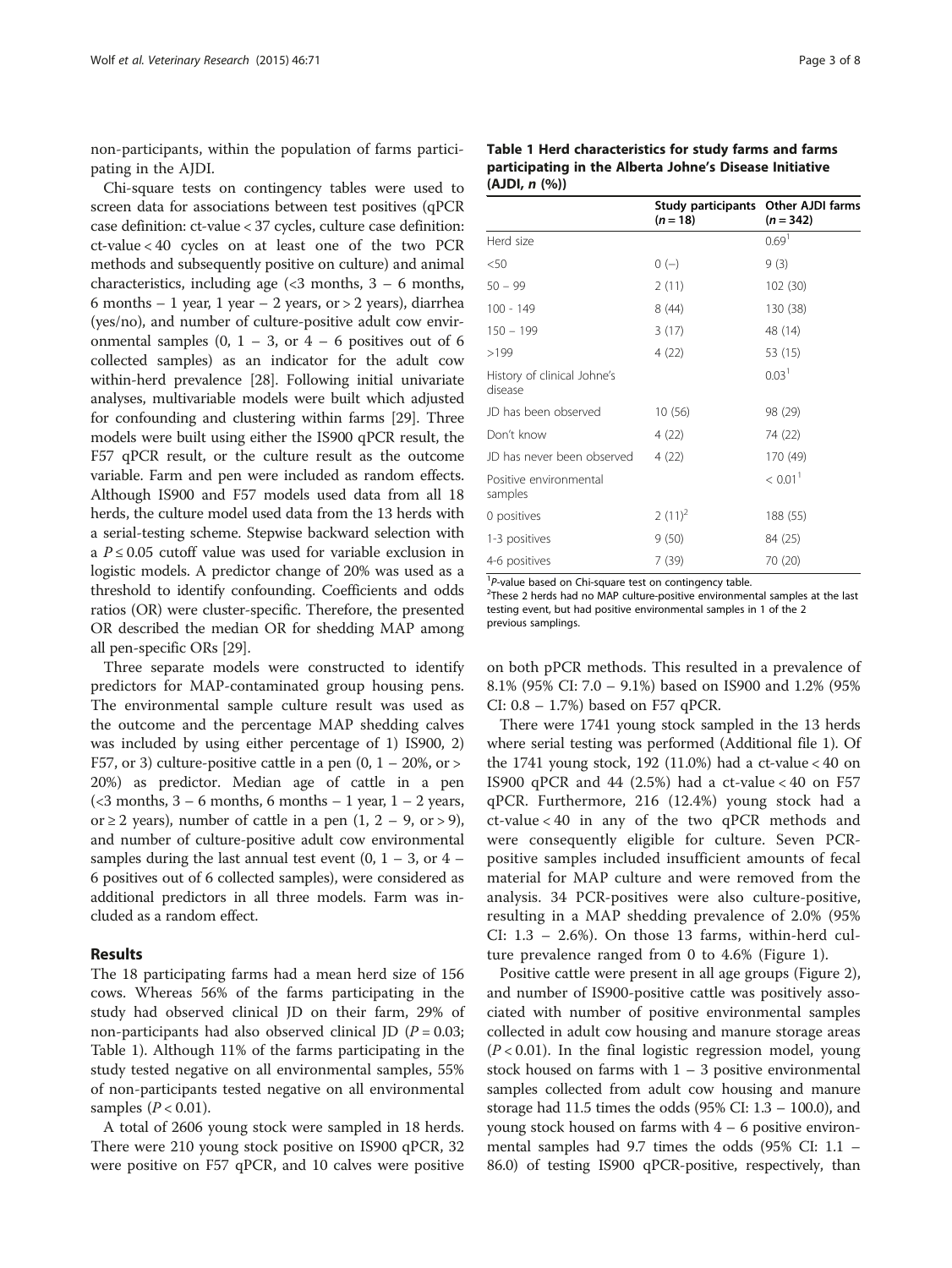non-participants, within the population of farms participating in the AJDI.

Chi-square tests on contingency tables were used to screen data for associations between test positives (qPCR case definition: ct-value < 37 cycles, culture case definition: ct-value < 40 cycles on at least one of the two PCR methods and subsequently positive on culture) and animal characteristics, including age (<3 months, 3 – 6 months, 6 months – 1 year, 1 year – 2 years, or > 2 years), diarrhea (yes/no), and number of culture-positive adult cow environmental samples (0, 1 – 3, or 4 – 6 positives out of 6 collected samples) as an indicator for the adult cow within-herd prevalence [28]. Following initial univariate analyses, multivariable models were built which adjusted for confounding and clustering within farms [29]. Three models were built using either the IS900 qPCR result, the F57 qPCR result, or the culture result as the outcome variable. Farm and pen were included as random effects. Although IS900 and F57 models used data from all 18 herds, the culture model used data from the 13 herds with a serial-testing scheme. Stepwise backward selection with a $P \leq 0.05$ cutoff value was used for variable exclusion in logistic models. A predictor change of 20% was used as a threshold to identify confounding. Coefficients and odds ratios (OR) were cluster-specific. Therefore, the presented OR described the median OR for shedding MAP among all pen-specific ORs [29].

Three separate models were constructed to identify predictors for MAP-contaminated group housing pens. The environmental sample culture result was used as the outcome and the percentage MAP shedding calves was included by using either percentage of 1) IS900, 2) F57, or 3) culture-positive cattle in a pen (0, 1 – 20%, or > 20%) as predictor. Median age of cattle in a pen (<3 months, 3 – 6 months, 6 months – 1 year, 1 – 2 years, or ≥ 2 years), number of cattle in a pen (1, 2 – 9, or > 9), and number of culture-positive adult cow environmental samples during the last annual test event (0, 1 – 3, or 4 – 6 positives out of 6 collected samples), were considered as additional predictors in all three models. Farm was included as a random effect.

## Results

The 18 participating farms had a mean herd size of 156 cows. Whereas 56% of the farms participating in the study had observed clinical JD on their farm, 29% of non-participants had also observed clinical JD ($P = 0.03$; Table 1). Although 11% of the farms participating in the study tested negative on all environmental samples, 55% of non-participants tested negative on all environmental samples ($P < 0.01$).

A total of 2606 young stock were sampled in 18 herds. There were 210 young stock positive on IS900 qPCR, 32 were positive on F57 qPCR, and 10 calves were positive on both pPCR methods. This resulted in a prevalence of 8.1% (95% CI: 7.0 – 9.1%) based on IS900 and 1.2% (95% CI: 0.8 – 1.7%) based on F57 qPCR.

**Table 1 Herd characteristics for study farms and farms participating in the Alberta Johne's Disease Initiative (AJDI, *n* (%))**

| | Study participants (*n* = 18) | Other AJDI farms (*n* = 342) |
|---|---|---|
| Herd size | | 0.69[1] |
| <50 | 0 (–) | 9 (3) |
| 50 – 99 | 2 (11) | 102 (30) |
| 100 - 149 | 8 (44) | 130 (38) |
| 150 – 199 | 3 (17) | 48 (14) |
| >199 | 4 (22) | 53 (15) |
| History of clinical Johne's disease | | 0.03[1] |
| JD has been observed | 10 (56) | 98 (29) |
| Don't know | 4 (22) | 74 (22) |
| JD has never been observed | 4 (22) | 170 (49) |
| Positive environmental samples | | < 0.01[1] |
| 0 positives | 2 (11)[2] | 188 (55) |
| 1-3 positives | 9 (50) | 84 (25) |
| 4-6 positives | 7 (39) | 70 (20) |

[1]*P*-value based on Chi-square test on contingency table.
[2]These 2 herds had no MAP culture-positive environmental samples at the last testing event, but had positive environmental samples in 1 of the 2 previous samplings.

There were 1741 young stock sampled in the 13 herds where serial testing was performed (Additional file 1). Of the 1741 young stock, 192 (11.0%) had a ct-value < 40 on IS900 qPCR and 44 (2.5%) had a ct-value < 40 on F57 qPCR. Furthermore, 216 (12.4%) young stock had a ct-value < 40 in any of the two qPCR methods and were consequently eligible for culture. Seven PCR-positive samples included insufficient amounts of fecal material for MAP culture and were removed from the analysis. 34 PCR-positives were also culture-positive, resulting in a MAP shedding prevalence of 2.0% (95% CI: 1.3 – 2.6%). On those 13 farms, within-herd culture prevalence ranged from 0 to 4.6% (Figure 1).

Positive cattle were present in all age groups (Figure 2), and number of IS900-positive cattle was positively associated with number of positive environmental samples collected in adult cow housing and manure storage areas ($P < 0.01$). In the final logistic regression model, young stock housed on farms with 1 – 3 positive environmental samples collected from adult cow housing and manure storage had 11.5 times the odds (95% CI: 1.3 – 100.0), and young stock housed on farms with 4 – 6 positive environmental samples had 9.7 times the odds (95% CI: 1.1 – 86.0) of testing IS900 qPCR-positive, respectively, than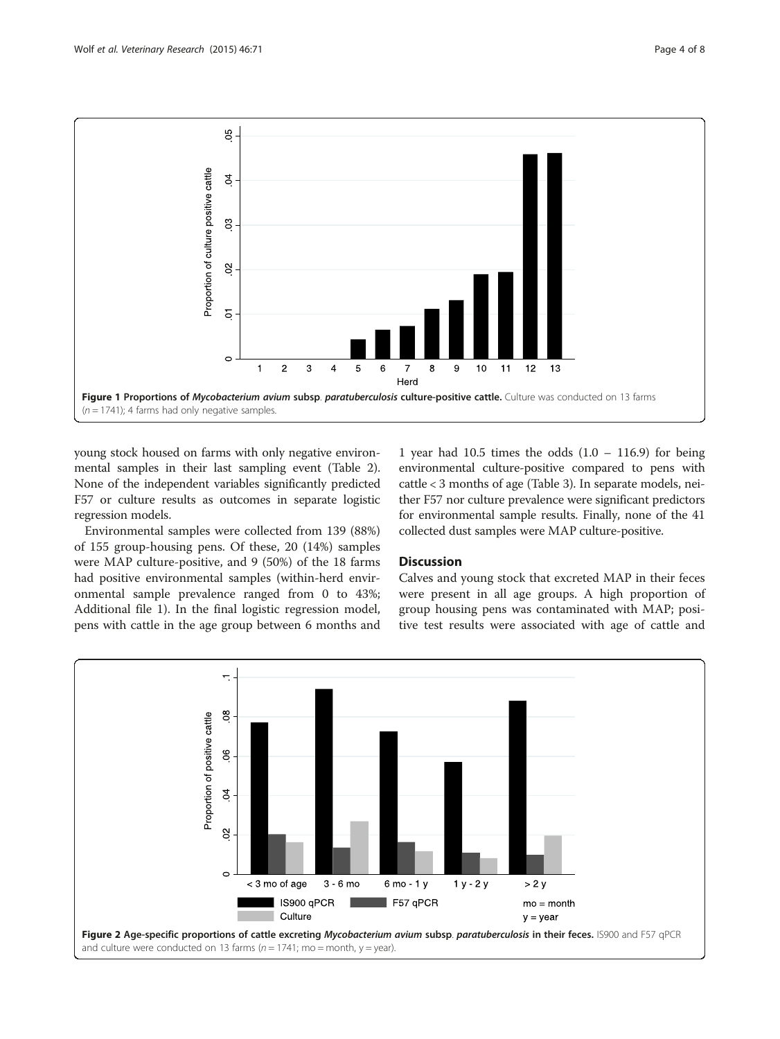Figure 1 **Proportions of *Mycobacterium avium* subsp. *paratuberculosis* culture-positive cattle.** Culture was conducted on 13 farms ($n = 1741$); 4 farms had only negative samples.

young stock housed on farms with only negative environmental samples in their last sampling event (Table 2). None of the independent variables significantly predicted F57 or culture results as outcomes in separate logistic regression models.

Environmental samples were collected from 139 (88%) of 155 group-housing pens. Of these, 20 (14%) samples were MAP culture-positive, and 9 (50%) of the 18 farms had positive environmental samples (within-herd environmental sample prevalence ranged from 0 to 43%; Additional file 1). In the final logistic regression model, pens with cattle in the age group between 6 months and 1 year had 10.5 times the odds (1.0 – 116.9) for being environmental culture-positive compared to pens with cattle < 3 months of age (Table 3). In separate models, neither F57 nor culture prevalence were significant predictors for environmental sample results. Finally, none of the 41 collected dust samples were MAP culture-positive.

## Discussion

Calves and young stock that excreted MAP in their feces were present in all age groups. A high proportion of group housing pens was contaminated with MAP; positive test results were associated with age of cattle and

Figure 2 **Age-specific proportions of cattle excreting *Mycobacterium avium* subsp. *paratuberculosis* in their feces.** IS900 and F57 qPCR and culture were conducted on 13 farms ($n = 1741$; mo = month, y = year).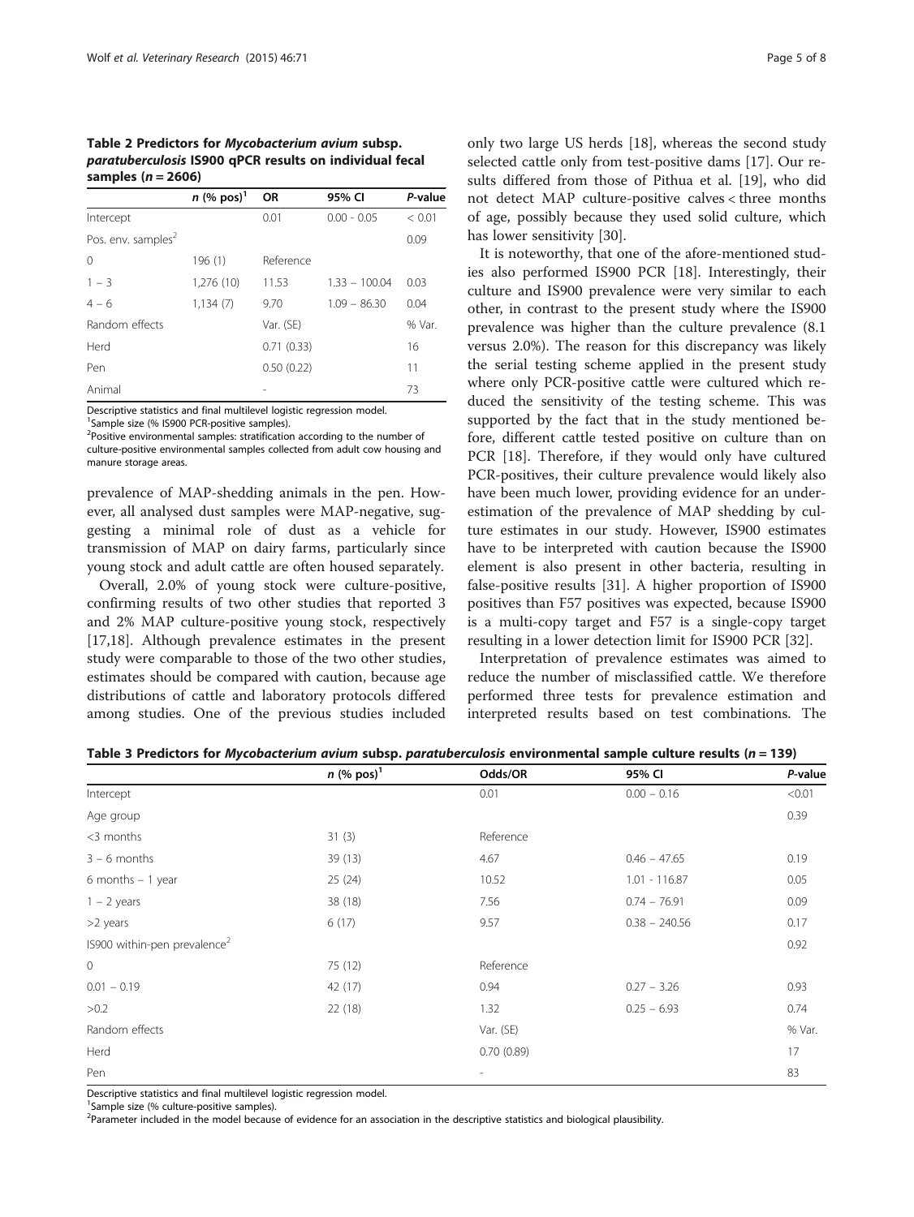**Table 2 Predictors for *Mycobacterium avium* subsp. *paratuberculosis* IS900 qPCR results on individual fecal samples (n = 2606)**

| | n (% pos)[1] | OR | 95% CI | P-value |
|---|---|---|---|---|
| Intercept | | 0.01 | 0.00 - 0.05 | < 0.01 |
| Pos. env. samples[2] | | | | 0.09 |
| 0 | 196 (1) | Reference | | |
| 1 – 3 | 1,276 (10) | 11.53 | 1.33 – 100.04 | 0.03 |
| 4 – 6 | 1,134 (7) | 9.70 | 1.09 – 86.30 | 0.04 |
| Random effects | | Var. (SE) | | % Var. |
| Herd | | 0.71 (0.33) | | 16 |
| Pen | | 0.50 (0.22) | | 11 |
| Animal | | - | | 73 |

Descriptive statistics and final multilevel logistic regression model.
[1]Sample size (% IS900 PCR-positive samples).
[2]Positive environmental samples: stratification according to the number of culture-positive environmental samples collected from adult cow housing and manure storage areas.

prevalence of MAP-shedding animals in the pen. However, all analysed dust samples were MAP-negative, suggesting a minimal role of dust as a vehicle for transmission of MAP on dairy farms, particularly since young stock and adult cattle are often housed separately.

Overall, 2.0% of young stock were culture-positive, confirming results of two other studies that reported 3 and 2% MAP culture-positive young stock, respectively [17,18]. Although prevalence estimates in the present study were comparable to those of the two other studies, estimates should be compared with caution, because age distributions of cattle and laboratory protocols differed among studies. One of the previous studies included only two large US herds [18], whereas the second study selected cattle only from test-positive dams [17]. Our results differed from those of Pithua et al. [19], who did not detect MAP culture-positive calves < three months of age, possibly because they used solid culture, which has lower sensitivity [30].

It is noteworthy, that one of the afore-mentioned studies also performed IS900 PCR [18]. Interestingly, their culture and IS900 prevalence were very similar to each other, in contrast to the present study where the IS900 prevalence was higher than the culture prevalence (8.1 versus 2.0%). The reason for this discrepancy was likely the serial testing scheme applied in the present study where only PCR-positive cattle were cultured which reduced the sensitivity of the testing scheme. This was supported by the fact that in the study mentioned before, different cattle tested positive on culture than on PCR [18]. Therefore, if they would only have cultured PCR-positives, their culture prevalence would likely also have been much lower, providing evidence for an underestimation of the prevalence of MAP shedding by culture estimates in our study. However, IS900 estimates have to be interpreted with caution because the IS900 element is also present in other bacteria, resulting in false-positive results [31]. A higher proportion of IS900 positives than F57 positives was expected, because IS900 is a multi-copy target and F57 is a single-copy target resulting in a lower detection limit for IS900 PCR [32].

Interpretation of prevalence estimates was aimed to reduce the number of misclassified cattle. We therefore performed three tests for prevalence estimation and interpreted results based on test combinations. The

**Table 3 Predictors for *Mycobacterium avium* subsp. *paratuberculosis* environmental sample culture results (n = 139)**

| | n (% pos)[1] | Odds/OR | 95% CI | P-value |
|---|---|---|---|---|
| Intercept | | 0.01 | 0.00 – 0.16 | <0.01 |
| Age group | | | | 0.39 |
| <3 months | 31 (3) | Reference | | |
| 3 – 6 months | 39 (13) | 4.67 | 0.46 – 47.65 | 0.19 |
| 6 months – 1 year | 25 (24) | 10.52 | 1.01 - 116.87 | 0.05 |
| 1 – 2 years | 38 (18) | 7.56 | 0.74 – 76.91 | 0.09 |
| >2 years | 6 (17) | 9.57 | 0.38 – 240.56 | 0.17 |
| IS900 within-pen prevalence[2] | | | | 0.92 |
| 0 | 75 (12) | Reference | | |
| 0.01 – 0.19 | 42 (17) | 0.94 | 0.27 – 3.26 | 0.93 |
| >0.2 | 22 (18) | 1.32 | 0.25 – 6.93 | 0.74 |
| Random effects | | Var. (SE) | | % Var. |
| Herd | | 0.70 (0.89) | | 17 |
| Pen | | - | | 83 |

Descriptive statistics and final multilevel logistic regression model.
[1]Sample size (% culture-positive samples).
[2]Parameter included in the model because of evidence for an association in the descriptive statistics and biological plausibility.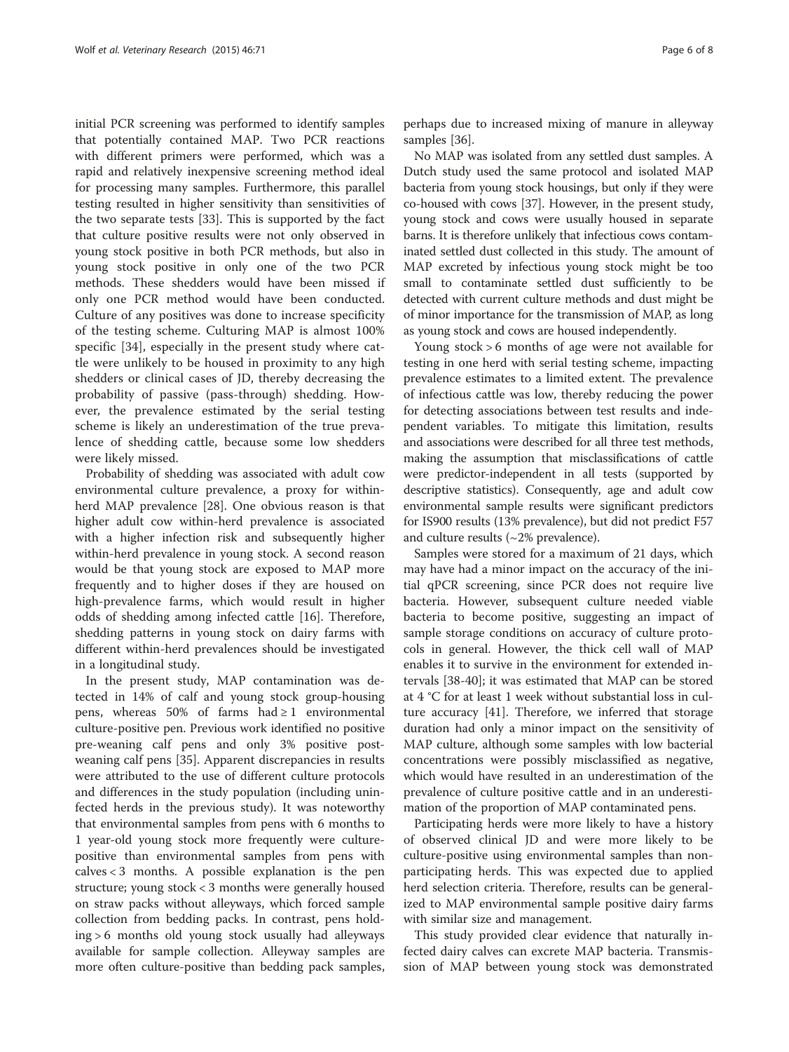initial PCR screening was performed to identify samples that potentially contained MAP. Two PCR reactions with different primers were performed, which was a rapid and relatively inexpensive screening method ideal for processing many samples. Furthermore, this parallel testing resulted in higher sensitivity than sensitivities of the two separate tests [33]. This is supported by the fact that culture positive results were not only observed in young stock positive in both PCR methods, but also in young stock positive in only one of the two PCR methods. These shedders would have been missed if only one PCR method would have been conducted. Culture of any positives was done to increase specificity of the testing scheme. Culturing MAP is almost 100% specific [34], especially in the present study where cattle were unlikely to be housed in proximity to any high shedders or clinical cases of JD, thereby decreasing the probability of passive (pass-through) shedding. However, the prevalence estimated by the serial testing scheme is likely an underestimation of the true prevalence of shedding cattle, because some low shedders were likely missed.

Probability of shedding was associated with adult cow environmental culture prevalence, a proxy for within-herd MAP prevalence [28]. One obvious reason is that higher adult cow within-herd prevalence is associated with a higher infection risk and subsequently higher within-herd prevalence in young stock. A second reason would be that young stock are exposed to MAP more frequently and to higher doses if they are housed on high-prevalence farms, which would result in higher odds of shedding among infected cattle [16]. Therefore, shedding patterns in young stock on dairy farms with different within-herd prevalences should be investigated in a longitudinal study.

In the present study, MAP contamination was detected in 14% of calf and young stock group-housing pens, whereas 50% of farms had ≥ 1 environmental culture-positive pen. Previous work identified no positive pre-weaning calf pens and only 3% positive post-weaning calf pens [35]. Apparent discrepancies in results were attributed to the use of different culture protocols and differences in the study population (including uninfected herds in the previous study). It was noteworthy that environmental samples from pens with 6 months to 1 year-old young stock more frequently were culture-positive than environmental samples from pens with calves < 3 months. A possible explanation is the pen structure; young stock < 3 months were generally housed on straw packs without alleyways, which forced sample collection from bedding packs. In contrast, pens holding > 6 months old young stock usually had alleyways available for sample collection. Alleyway samples are more often culture-positive than bedding pack samples, perhaps due to increased mixing of manure in alleyway samples [36].

No MAP was isolated from any settled dust samples. A Dutch study used the same protocol and isolated MAP bacteria from young stock housings, but only if they were co-housed with cows [37]. However, in the present study, young stock and cows were usually housed in separate barns. It is therefore unlikely that infectious cows contaminated settled dust collected in this study. The amount of MAP excreted by infectious young stock might be too small to contaminate settled dust sufficiently to be detected with current culture methods and dust might be of minor importance for the transmission of MAP, as long as young stock and cows are housed independently.

Young stock > 6 months of age were not available for testing in one herd with serial testing scheme, impacting prevalence estimates to a limited extent. The prevalence of infectious cattle was low, thereby reducing the power for detecting associations between test results and independent variables. To mitigate this limitation, results and associations were described for all three test methods, making the assumption that misclassifications of cattle were predictor-independent in all tests (supported by descriptive statistics). Consequently, age and adult cow environmental sample results were significant predictors for IS900 results (13% prevalence), but did not predict F57 and culture results (~2% prevalence).

Samples were stored for a maximum of 21 days, which may have had a minor impact on the accuracy of the initial qPCR screening, since PCR does not require live bacteria. However, subsequent culture needed viable bacteria to become positive, suggesting an impact of sample storage conditions on accuracy of culture protocols in general. However, the thick cell wall of MAP enables it to survive in the environment for extended intervals [38-40]; it was estimated that MAP can be stored at 4 °C for at least 1 week without substantial loss in culture accuracy [41]. Therefore, we inferred that storage duration had only a minor impact on the sensitivity of MAP culture, although some samples with low bacterial concentrations were possibly misclassified as negative, which would have resulted in an underestimation of the prevalence of culture positive cattle and in an underestimation of the proportion of MAP contaminated pens.

Participating herds were more likely to have a history of observed clinical JD and were more likely to be culture-positive using environmental samples than non-participating herds. This was expected due to applied herd selection criteria. Therefore, results can be generalized to MAP environmental sample positive dairy farms with similar size and management.

This study provided clear evidence that naturally infected dairy calves can excrete MAP bacteria. Transmission of MAP between young stock was demonstrated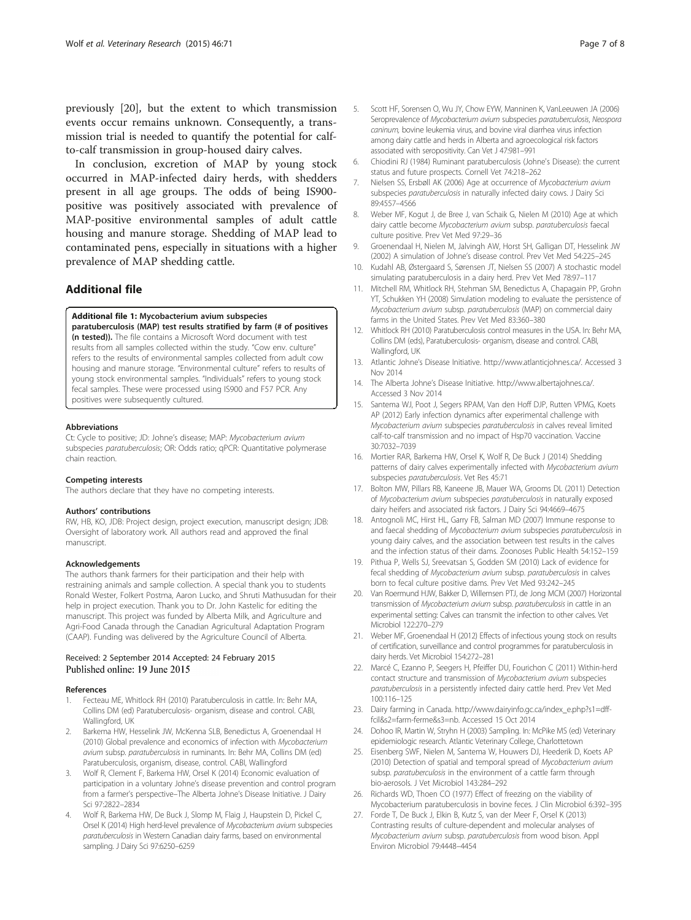previously [20], but the extent to which transmission events occur remains unknown. Consequently, a transmission trial is needed to quantify the potential for calf-to-calf transmission in group-housed dairy calves.

In conclusion, excretion of MAP by young stock occurred in MAP-infected dairy herds, with shedders present in all age groups. The odds of being IS900-positive was positively associated with prevalence of MAP-positive environmental samples of adult cattle housing and manure storage. Shedding of MAP lead to contaminated pens, especially in situations with a higher prevalence of MAP shedding cattle.

## Additional file

**Additional file 1: Mycobacterium avium subspecies paratuberculosis (MAP) test results stratified by farm (# of positives (n tested)).** The file contains a Microsoft Word document with test results from all samples collected within the study. "Cow env. culture" refers to the results of environmental samples collected from adult cow housing and manure storage. "Environmental culture" refers to results of young stock environmental samples. "Individuals" refers to young stock fecal samples. These were processed using IS900 and F57 PCR. Any positives were subsequently cultured.

#### Abbreviations

Ct: Cycle to positive; JD: Johne's disease; MAP: *Mycobacterium avium* subspecies *paratuberculosis*; OR: Odds ratio; qPCR: Quantitative polymerase chain reaction.

#### Competing interests

The authors declare that they have no competing interests.

#### Authors' contributions

RW, HB, KO, JDB: Project design, project execution, manuscript design; JDB: Oversight of laboratory work. All authors read and approved the final manuscript.

#### Acknowledgements

The authors thank farmers for their participation and their help with restraining animals and sample collection. A special thank you to students Ronald Wester, Folkert Postma, Aaron Lucko, and Shruti Mathusudan for their help in project execution. Thank you to Dr. John Kastelic for editing the manuscript. This project was funded by Alberta Milk, and Agriculture and Agri-Food Canada through the Canadian Agricultural Adaptation Program (CAAP). Funding was delivered by the Agriculture Council of Alberta.

Received: 2 September 2014 Accepted: 24 February 2015
Published online: 19 June 2015

#### References

1. Fecteau ME, Whitlock RH (2010) Paratuberculosis in cattle. In: Behr MA, Collins DM (ed) Paratuberculosis- organism, disease and control. CABI, Wallingford, UK
2. Barkema HW, Hesselink JW, McKenna SLB, Benedictus A, Groenendaal H (2010) Global prevalence and economics of infection with *Mycobacterium avium* subsp. *paratuberculosis* in ruminants. In: Behr MA, Collins DM (ed) Paratuberculosis, organism, disease, control. CABI, Wallingford
3. Wolf R, Clement F, Barkema HW, Orsel K (2014) Economic evaluation of participation in a voluntary Johne's disease prevention and control program from a farmer's perspective–The Alberta Johne's Disease Initiative. J Dairy Sci 97:2822–2834
4. Wolf R, Barkema HW, De Buck J, Slomp M, Flaig J, Haupstein D, Pickel C, Orsel K (2014) High herd-level prevalence of *Mycobacterium avium* subspecies *paratuberculosis* in Western Canadian dairy farms, based on environmental sampling. J Dairy Sci 97:6250–6259
5. Scott HF, Sorensen O, Wu JY, Chow EYW, Manninen K, VanLeeuwen JA (2006) Seroprevalence of *Mycobacterium avium* subspecies *paratuberculosis*, *Neospora caninum*, bovine leukemia virus, and bovine viral diarrhea virus infection among dairy cattle and herds in Alberta and agroecological risk factors associated with seropositivity. Can Vet J 47:981–991
6. Chiodini RJ (1984) Ruminant paratuberculosis (Johne's Disease): the current status and future prospects. Cornell Vet 74:218–262
7. Nielsen SS, Ersbøll AK (2006) Age at occurrence of *Mycobacterium avium* subspecies *paratuberculosis* in naturally infected dairy cows. J Dairy Sci 89:4557–4566
8. Weber MF, Kogut J, de Bree J, van Schaik G, Nielen M (2010) Age at which dairy cattle become *Mycobacterium avium* subsp. *paratuberculosis* faecal culture positive. Prev Vet Med 97:29–36
9. Groenendaal H, Nielen M, Jalvingh AW, Horst SH, Galligan DT, Hesselink JW (2002) A simulation of Johne's disease control. Prev Vet Med 54:225–245
10. Kudahl AB, Østergaard S, Sørensen JT, Nielsen SS (2007) A stochastic model simulating paratuberculosis in a dairy herd. Prev Vet Med 78:97–117
11. Mitchell RM, Whitlock RH, Stehman SM, Benedictus A, Chapagain PP, Grohn YT, Schukken YH (2008) Simulation modeling to evaluate the persistence of *Mycobacterium avium* subsp. *paratuberculosis* (MAP) on commercial dairy farms in the United States. Prev Vet Med 83:360–380
12. Whitlock RH (2010) Paratuberculosis control measures in the USA. In: Behr MA, Collins DM (eds), Paratuberculosis- organism, disease and control. CABI, Wallingford, UK
13. Atlantic Johne's Disease Initiative. http://www.atlanticjohnes.ca/. Accessed 3 Nov 2014
14. The Alberta Johne's Disease Initiative. http://www.albertajohnes.ca/. Accessed 3 Nov 2014
15. Santema WJ, Poot J, Segers RPAM, Van den Hoff DJP, Rutten VPMG, Koets AP (2012) Early infection dynamics after experimental challenge with *Mycobacterium avium* subspecies *paratuberculosis* in calves reveal limited calf-to-calf transmission and no impact of Hsp70 vaccination. Vaccine 30:7032–7039
16. Mortier RAR, Barkema HW, Orsel K, Wolf R, De Buck J (2014) Shedding patterns of dairy calves experimentally infected with *Mycobacterium avium* subspecies *paratuberculosis*. Vet Res 45:71
17. Bolton MW, Pillars RB, Kaneene JB, Mauer WA, Grooms DL (2011) Detection of *Mycobacterium avium* subspecies *paratuberculosis* in naturally exposed dairy heifers and associated risk factors. J Dairy Sci 94:4669–4675
18. Antognoli MC, Hirst HL, Garry FB, Salman MD (2007) Immune response to and faecal shedding of *Mycobacterium avium* subspecies *paratuberculosis* in young dairy calves, and the association between test results in the calves and the infection status of their dams. Zoonoses Public Health 54:152–159
19. Pithua P, Wells SJ, Sreevatsan S, Godden SM (2010) Lack of evidence for fecal shedding of *Mycobacterium avium* subsp. *paratuberculosis* in calves born to fecal culture positive dams. Prev Vet Med 93:242–245
20. Van Roermund HJW, Bakker D, Willemsen PTJ, de Jong MCM (2007) Horizontal transmission of *Mycobacterium avium* subsp. *paratuberculosis* in cattle in an experimental setting: Calves can transmit the infection to other calves. Vet Microbiol 122:270–279
21. Weber MF, Groenendaal H (2012) Effects of infectious young stock on results of certification, surveillance and control programmes for paratuberculosis in dairy herds. Vet Microbiol 154:272–281
22. Marcé C, Ezanno P, Seegers H, Pfeiffer DU, Fourichon C (2011) Within-herd contact structure and transmission of *Mycobacterium avium* subspecies *paratuberculosis* in a persistently infected dairy cattle herd. Prev Vet Med 100:116–125
23. Dairy farming in Canada. http://www.dairyinfo.gc.ca/index_e.php?s1=dff-fcil&s2=farm-ferme&s3=nb. Accessed 15 Oct 2014
24. Dohoo IR, Martin W, Stryhn H (2003) Sampling. In: McPike MS (ed) Veterinary epidemiologic research. Atlantic Veterinary College, Charlottetown
25. Eisenberg SWF, Nielen M, Santema W, Houwers DJ, Heederik D, Koets AP (2010) Detection of spatial and temporal spread of *Mycobacterium avium* subsp. *paratuberculosis* in the environment of a cattle farm through bio-aerosols. J Vet Microbiol 143:284–292
26. Richards WD, Thoen CO (1977) Effect of freezing on the viability of Mycobacterium paratuberculosis in bovine feces. J Clin Microbiol 6:392–395
27. Forde T, De Buck J, Elkin B, Kutz S, van der Meer F, Orsel K (2013) Contrasting results of culture-dependent and molecular analyses of *Mycobacterium avium* subsp. *paratuberculosis* from wood bison. Appl Environ Microbiol 79:4448–4454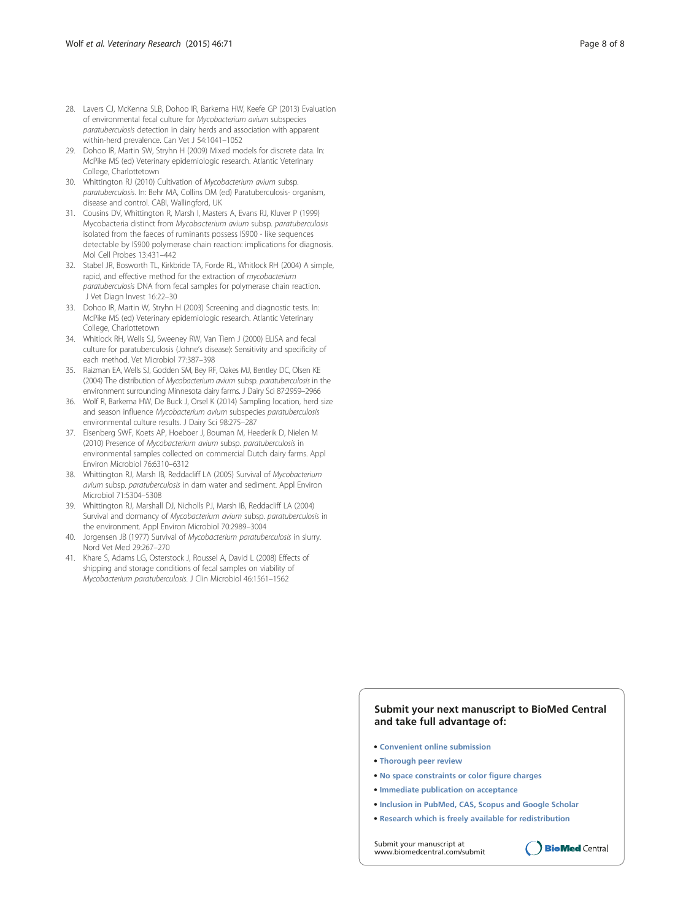28. Lavers CJ, McKenna SLB, Dohoo IR, Barkema HW, Keefe GP (2013) Evaluation of environmental fecal culture for *Mycobacterium avium* subspecies *paratuberculosis* detection in dairy herds and association with apparent within-herd prevalence. Can Vet J 54:1041–1052
29. Dohoo IR, Martin SW, Stryhn H (2009) Mixed models for discrete data. In: McPike MS (ed) Veterinary epidemiologic research. Atlantic Veterinary College, Charlottetown
30. Whittington RJ (2010) Cultivation of *Mycobacterium avium* subsp. *paratuberculosis*. In: Behr MA, Collins DM (ed) Paratuberculosis- organism, disease and control. CABI, Wallingford, UK
31. Cousins DV, Whittington R, Marsh I, Masters A, Evans RJ, Kluver P (1999) Mycobacteria distinct from *Mycobacterium avium* subsp. *paratuberculosis* isolated from the faeces of ruminants possess IS900 - like sequences detectable by IS900 polymerase chain reaction: implications for diagnosis. Mol Cell Probes 13:431–442
32. Stabel JR, Bosworth TL, Kirkbride TA, Forde RL, Whitlock RH (2004) A simple, rapid, and effective method for the extraction of *mycobacterium paratuberculosis* DNA from fecal samples for polymerase chain reaction. J Vet Diagn Invest 16:22–30
33. Dohoo IR, Martin W, Stryhn H (2003) Screening and diagnostic tests. In: McPike MS (ed) Veterinary epidemiologic research. Atlantic Veterinary College, Charlottetown
34. Whitlock RH, Wells SJ, Sweeney RW, Van Tiem J (2000) ELISA and fecal culture for paratuberculosis (Johne's disease): Sensitivity and specificity of each method. Vet Microbiol 77:387–398
35. Raizman EA, Wells SJ, Godden SM, Bey RF, Oakes MJ, Bentley DC, Olsen KE (2004) The distribution of *Mycobacterium avium* subsp. *paratuberculosis* in the environment surrounding Minnesota dairy farms. J Dairy Sci 87:2959–2966
36. Wolf R, Barkema HW, De Buck J, Orsel K (2014) Sampling location, herd size and season influence *Mycobacterium avium* subspecies *paratuberculosis* environmental culture results. J Dairy Sci 98:275–287
37. Eisenberg SWF, Koets AP, Hoeboer J, Bouman M, Heederik D, Nielen M (2010) Presence of *Mycobacterium avium* subsp. *paratuberculosis* in environmental samples collected on commercial Dutch dairy farms. Appl Environ Microbiol 76:6310–6312
38. Whittington RJ, Marsh IB, Reddacliff LA (2005) Survival of *Mycobacterium avium* subsp. *paratuberculosis* in dam water and sediment. Appl Environ Microbiol 71:5304–5308
39. Whittington RJ, Marshall DJ, Nicholls PJ, Marsh IB, Reddacliff LA (2004) Survival and dormancy of *Mycobacterium avium* subsp. *paratuberculosis* in the environment. Appl Environ Microbiol 70:2989–3004
40. Jorgensen JB (1977) Survival of *Mycobacterium paratuberculosis* in slurry. Nord Vet Med 29:267–270
41. Khare S, Adams LG, Osterstock J, Roussel A, David L (2008) Effects of shipping and storage conditions of fecal samples on viability of *Mycobacterium paratuberculosis*. J Clin Microbiol 46:1561–1562